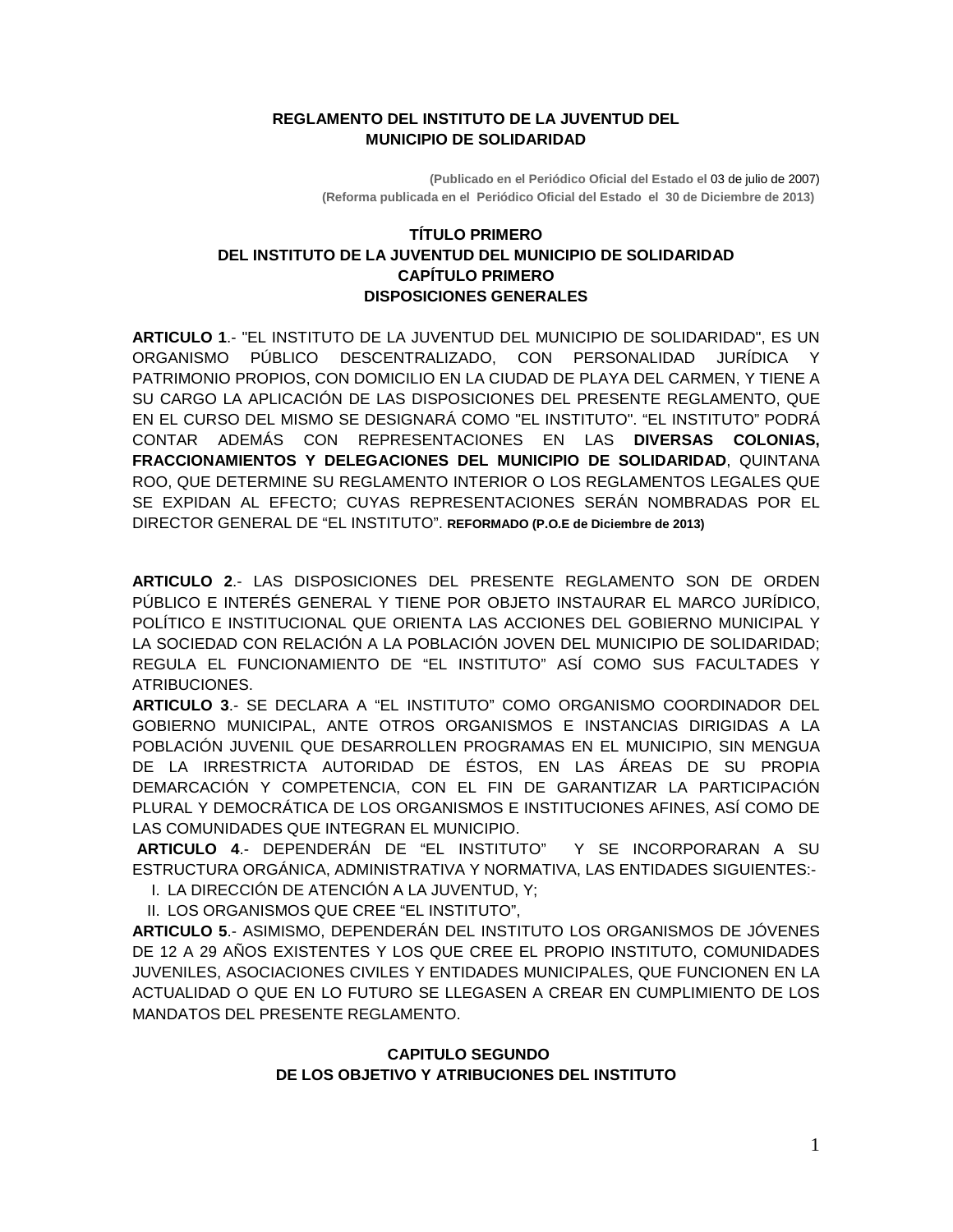# REGLAMENTO DEL INSTITUTO DE LA JUVENTUD DEL MUNICIPIO DE SOLIDARIDAD

**(Publicado en el Periódico Oficial del Estado el** 03 de julio de 2007)
**(Reforma publicada en el Periódico Oficial del Estado el 30 de Diciembre de 2013)**

## TÍTULO PRIMERO
## DEL INSTITUTO DE LA JUVENTUD DEL MUNICIPIO DE SOLIDARIDAD
### CAPÍTULO PRIMERO
### DISPOSICIONES GENERALES

**ARTICULO 1**.- "EL INSTITUTO DE LA JUVENTUD DEL MUNICIPIO DE SOLIDARIDAD", ES UN ORGANISMO PÚBLICO DESCENTRALIZADO, CON PERSONALIDAD JURÍDICA Y PATRIMONIO PROPIOS, CON DOMICILIO EN LA CIUDAD DE PLAYA DEL CARMEN, Y TIENE A SU CARGO LA APLICACIÓN DE LAS DISPOSICIONES DEL PRESENTE REGLAMENTO, QUE EN EL CURSO DEL MISMO SE DESIGNARÁ COMO "EL INSTITUTO". "EL INSTITUTO" PODRÁ CONTAR ADEMÁS CON REPRESENTACIONES EN LAS **DIVERSAS COLONIAS, FRACCIONAMIENTOS Y DELEGACIONES DEL MUNICIPIO DE SOLIDARIDAD**, QUINTANA ROO, QUE DETERMINE SU REGLAMENTO INTERIOR O LOS REGLAMENTOS LEGALES QUE SE EXPIDAN AL EFECTO; CUYAS REPRESENTACIONES SERÁN NOMBRADAS POR EL DIRECTOR GENERAL DE "EL INSTITUTO". **REFORMADO (P.O.E de Diciembre de 2013)**

**ARTICULO 2**.- LAS DISPOSICIONES DEL PRESENTE REGLAMENTO SON DE ORDEN PÚBLICO E INTERÉS GENERAL Y TIENE POR OBJETO INSTAURAR EL MARCO JURÍDICO, POLÍTICO E INSTITUCIONAL QUE ORIENTA LAS ACCIONES DEL GOBIERNO MUNICIPAL Y LA SOCIEDAD CON RELACIÓN A LA POBLACIÓN JOVEN DEL MUNICIPIO DE SOLIDARIDAD; REGULA EL FUNCIONAMIENTO DE "EL INSTITUTO" ASÍ COMO SUS FACULTADES Y ATRIBUCIONES.

**ARTICULO 3**.- SE DECLARA A "EL INSTITUTO" COMO ORGANISMO COORDINADOR DEL GOBIERNO MUNICIPAL, ANTE OTROS ORGANISMOS E INSTANCIAS DIRIGIDAS A LA POBLACIÓN JUVENIL QUE DESARROLLEN PROGRAMAS EN EL MUNICIPIO, SIN MENGUA DE LA IRRESTRICTA AUTORIDAD DE ÉSTOS, EN LAS ÁREAS DE SU PROPIA DEMARCACIÓN Y COMPETENCIA, CON EL FIN DE GARANTIZAR LA PARTICIPACIÓN PLURAL Y DEMOCRÁTICA DE LOS ORGANISMOS E INSTITUCIONES AFINES, ASÍ COMO DE LAS COMUNIDADES QUE INTEGRAN EL MUNICIPIO.

**ARTICULO 4**.- DEPENDERÁN DE "EL INSTITUTO" Y SE INCORPORARAN A SU ESTRUCTURA ORGÁNICA, ADMINISTRATIVA Y NORMATIVA, LAS ENTIDADES SIGUIENTES:-

I. LA DIRECCIÓN DE ATENCIÓN A LA JUVENTUD, Y;
II. LOS ORGANISMOS QUE CREE "EL INSTITUTO",

**ARTICULO 5**.- ASIMISMO, DEPENDERÁN DEL INSTITUTO LOS ORGANISMOS DE JÓVENES DE 12 A 29 AÑOS EXISTENTES Y LOS QUE CREE EL PROPIO INSTITUTO, COMUNIDADES JUVENILES, ASOCIACIONES CIVILES Y ENTIDADES MUNICIPALES, QUE FUNCIONEN EN LA ACTUALIDAD O QUE EN LO FUTURO SE LLEGASEN A CREAR EN CUMPLIMIENTO DE LOS MANDATOS DEL PRESENTE REGLAMENTO.

### CAPITULO SEGUNDO
### DE LOS OBJETIVO Y ATRIBUCIONES DEL INSTITUTO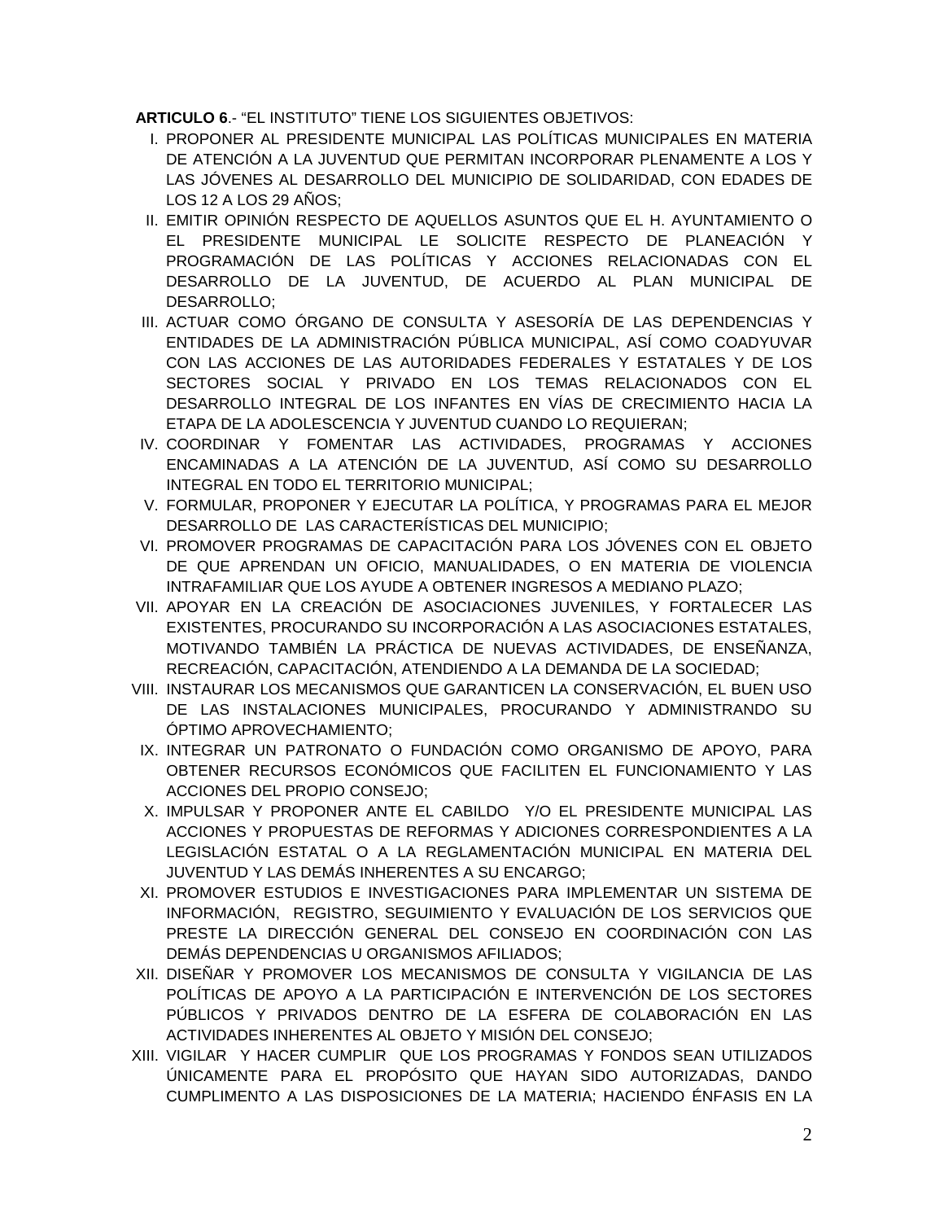**ARTICULO 6**.- "EL INSTITUTO" TIENE LOS SIGUIENTES OBJETIVOS:

I. PROPONER AL PRESIDENTE MUNICIPAL LAS POLÍTICAS MUNICIPALES EN MATERIA DE ATENCIÓN A LA JUVENTUD QUE PERMITAN INCORPORAR PLENAMENTE A LOS Y LAS JÓVENES AL DESARROLLO DEL MUNICIPIO DE SOLIDARIDAD, CON EDADES DE LOS 12 A LOS 29 AÑOS;

II. EMITIR OPINIÓN RESPECTO DE AQUELLOS ASUNTOS QUE EL H. AYUNTAMIENTO O EL PRESIDENTE MUNICIPAL LE SOLICITE RESPECTO DE PLANEACIÓN Y PROGRAMACIÓN DE LAS POLÍTICAS Y ACCIONES RELACIONADAS CON EL DESARROLLO DE LA JUVENTUD, DE ACUERDO AL PLAN MUNICIPAL DE DESARROLLO;

III. ACTUAR COMO ÓRGANO DE CONSULTA Y ASESORÍA DE LAS DEPENDENCIAS Y ENTIDADES DE LA ADMINISTRACIÓN PÚBLICA MUNICIPAL, ASÍ COMO COADYUVAR CON LAS ACCIONES DE LAS AUTORIDADES FEDERALES Y ESTATALES Y DE LOS SECTORES SOCIAL Y PRIVADO EN LOS TEMAS RELACIONADOS CON EL DESARROLLO INTEGRAL DE LOS INFANTES EN VÍAS DE CRECIMIENTO HACIA LA ETAPA DE LA ADOLESCENCIA Y JUVENTUD CUANDO LO REQUIERAN;

IV. COORDINAR Y FOMENTAR LAS ACTIVIDADES, PROGRAMAS Y ACCIONES ENCAMINADAS A LA ATENCIÓN DE LA JUVENTUD, ASÍ COMO SU DESARROLLO INTEGRAL EN TODO EL TERRITORIO MUNICIPAL;

V. FORMULAR, PROPONER Y EJECUTAR LA POLÍTICA, Y PROGRAMAS PARA EL MEJOR DESARROLLO DE LAS CARACTERÍSTICAS DEL MUNICIPIO;

VI. PROMOVER PROGRAMAS DE CAPACITACIÓN PARA LOS JÓVENES CON EL OBJETO DE QUE APRENDAN UN OFICIO, MANUALIDADES, O EN MATERIA DE VIOLENCIA INTRAFAMILIAR QUE LOS AYUDE A OBTENER INGRESOS A MEDIANO PLAZO;

VII. APOYAR EN LA CREACIÓN DE ASOCIACIONES JUVENILES, Y FORTALECER LAS EXISTENTES, PROCURANDO SU INCORPORACIÓN A LAS ASOCIACIONES ESTATALES, MOTIVANDO TAMBIÉN LA PRÁCTICA DE NUEVAS ACTIVIDADES, DE ENSEÑANZA, RECREACIÓN, CAPACITACIÓN, ATENDIENDO A LA DEMANDA DE LA SOCIEDAD;

VIII. INSTAURAR LOS MECANISMOS QUE GARANTICEN LA CONSERVACIÓN, EL BUEN USO DE LAS INSTALACIONES MUNICIPALES, PROCURANDO Y ADMINISTRANDO SU ÓPTIMO APROVECHAMIENTO;

IX. INTEGRAR UN PATRONATO O FUNDACIÓN COMO ORGANISMO DE APOYO, PARA OBTENER RECURSOS ECONÓMICOS QUE FACILITEN EL FUNCIONAMIENTO Y LAS ACCIONES DEL PROPIO CONSEJO;

X. IMPULSAR Y PROPONER ANTE EL CABILDO Y/O EL PRESIDENTE MUNICIPAL LAS ACCIONES Y PROPUESTAS DE REFORMAS Y ADICIONES CORRESPONDIENTES A LA LEGISLACIÓN ESTATAL O A LA REGLAMENTACIÓN MUNICIPAL EN MATERIA DEL JUVENTUD Y LAS DEMÁS INHERENTES A SU ENCARGO;

XI. PROMOVER ESTUDIOS E INVESTIGACIONES PARA IMPLEMENTAR UN SISTEMA DE INFORMACIÓN, REGISTRO, SEGUIMIENTO Y EVALUACIÓN DE LOS SERVICIOS QUE PRESTE LA DIRECCIÓN GENERAL DEL CONSEJO EN COORDINACIÓN CON LAS DEMÁS DEPENDENCIAS U ORGANISMOS AFILIADOS;

XII. DISEÑAR Y PROMOVER LOS MECANISMOS DE CONSULTA Y VIGILANCIA DE LAS POLÍTICAS DE APOYO A LA PARTICIPACIÓN E INTERVENCIÓN DE LOS SECTORES PÚBLICOS Y PRIVADOS DENTRO DE LA ESFERA DE COLABORACIÓN EN LAS ACTIVIDADES INHERENTES AL OBJETO Y MISIÓN DEL CONSEJO;

XIII. VIGILAR Y HACER CUMPLIR QUE LOS PROGRAMAS Y FONDOS SEAN UTILIZADOS ÚNICAMENTE PARA EL PROPÓSITO QUE HAYAN SIDO AUTORIZADAS, DANDO CUMPLIMENTO A LAS DISPOSICIONES DE LA MATERIA; HACIENDO ÉNFASIS EN LA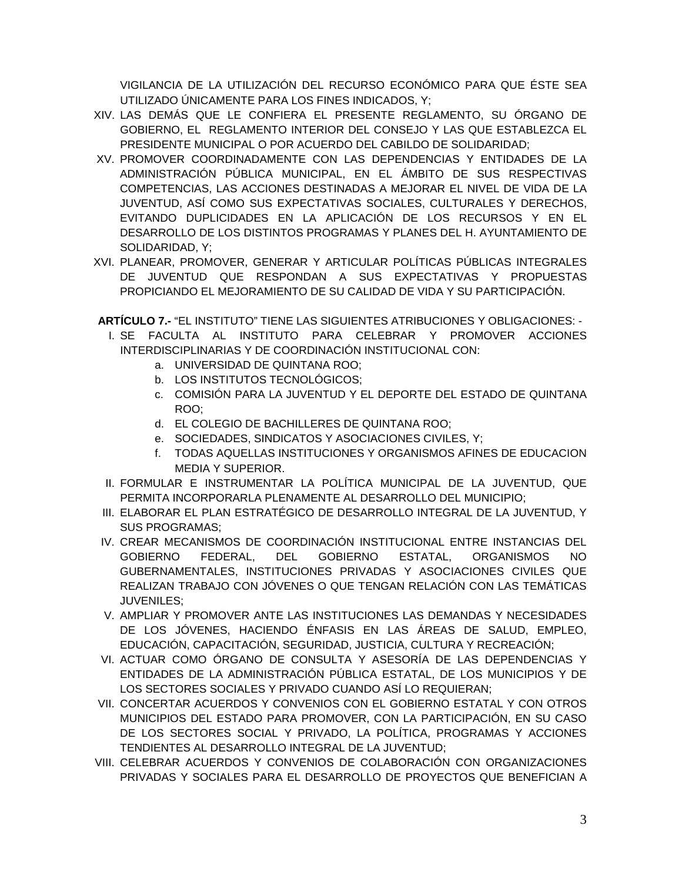VIGILANCIA DE LA UTILIZACIÓN DEL RECURSO ECONÓMICO PARA QUE ÉSTE SEA UTILIZADO ÚNICAMENTE PARA LOS FINES INDICADOS, Y;

XIV. LAS DEMÁS QUE LE CONFIERA EL PRESENTE REGLAMENTO, SU ÓRGANO DE GOBIERNO, EL REGLAMENTO INTERIOR DEL CONSEJO Y LAS QUE ESTABLEZCA EL PRESIDENTE MUNICIPAL O POR ACUERDO DEL CABILDO DE SOLIDARIDAD;

XV. PROMOVER COORDINADAMENTE CON LAS DEPENDENCIAS Y ENTIDADES DE LA ADMINISTRACIÓN PÚBLICA MUNICIPAL, EN EL ÁMBITO DE SUS RESPECTIVAS COMPETENCIAS, LAS ACCIONES DESTINADAS A MEJORAR EL NIVEL DE VIDA DE LA JUVENTUD, ASÍ COMO SUS EXPECTATIVAS SOCIALES, CULTURALES Y DERECHOS, EVITANDO DUPLICIDADES EN LA APLICACIÓN DE LOS RECURSOS Y EN EL DESARROLLO DE LOS DISTINTOS PROGRAMAS Y PLANES DEL H. AYUNTAMIENTO DE SOLIDARIDAD, Y;

XVI. PLANEAR, PROMOVER, GENERAR Y ARTICULAR POLÍTICAS PÚBLICAS INTEGRALES DE JUVENTUD QUE RESPONDAN A SUS EXPECTATIVAS Y PROPUESTAS PROPICIANDO EL MEJORAMIENTO DE SU CALIDAD DE VIDA Y SU PARTICIPACIÓN.

**ARTÍCULO 7.-** "EL INSTITUTO" TIENE LAS SIGUIENTES ATRIBUCIONES Y OBLIGACIONES: -

I. SE FACULTA AL INSTITUTO PARA CELEBRAR Y PROMOVER ACCIONES INTERDISCIPLINARIAS Y DE COORDINACIÓN INSTITUCIONAL CON:
   a. UNIVERSIDAD DE QUINTANA ROO;
   b. LOS INSTITUTOS TECNOLÓGICOS;
   c. COMISIÓN PARA LA JUVENTUD Y EL DEPORTE DEL ESTADO DE QUINTANA ROO;
   d. EL COLEGIO DE BACHILLERES DE QUINTANA ROO;
   e. SOCIEDADES, SINDICATOS Y ASOCIACIONES CIVILES, Y;
   f. TODAS AQUELLAS INSTITUCIONES Y ORGANISMOS AFINES DE EDUCACION MEDIA Y SUPERIOR.

II. FORMULAR E INSTRUMENTAR LA POLÍTICA MUNICIPAL DE LA JUVENTUD, QUE PERMITA INCORPORARLA PLENAMENTE AL DESARROLLO DEL MUNICIPIO;

III. ELABORAR EL PLAN ESTRATÉGICO DE DESARROLLO INTEGRAL DE LA JUVENTUD, Y SUS PROGRAMAS;

IV. CREAR MECANISMOS DE COORDINACIÓN INSTITUCIONAL ENTRE INSTANCIAS DEL GOBIERNO FEDERAL, DEL GOBIERNO ESTATAL, ORGANISMOS NO GUBERNAMENTALES, INSTITUCIONES PRIVADAS Y ASOCIACIONES CIVILES QUE REALIZAN TRABAJO CON JÓVENES O QUE TENGAN RELACIÓN CON LAS TEMÁTICAS JUVENILES;

V. AMPLIAR Y PROMOVER ANTE LAS INSTITUCIONES LAS DEMANDAS Y NECESIDADES DE LOS JÓVENES, HACIENDO ÉNFASIS EN LAS ÁREAS DE SALUD, EMPLEO, EDUCACIÓN, CAPACITACIÓN, SEGURIDAD, JUSTICIA, CULTURA Y RECREACIÓN;

VI. ACTUAR COMO ÓRGANO DE CONSULTA Y ASESORÍA DE LAS DEPENDENCIAS Y ENTIDADES DE LA ADMINISTRACIÓN PÚBLICA ESTATAL, DE LOS MUNICIPIOS Y DE LOS SECTORES SOCIALES Y PRIVADO CUANDO ASÍ LO REQUIERAN;

VII. CONCERTAR ACUERDOS Y CONVENIOS CON EL GOBIERNO ESTATAL Y CON OTROS MUNICIPIOS DEL ESTADO PARA PROMOVER, CON LA PARTICIPACIÓN, EN SU CASO DE LOS SECTORES SOCIAL Y PRIVADO, LA POLÍTICA, PROGRAMAS Y ACCIONES TENDIENTES AL DESARROLLO INTEGRAL DE LA JUVENTUD;

VIII. CELEBRAR ACUERDOS Y CONVENIOS DE COLABORACIÓN CON ORGANIZACIONES PRIVADAS Y SOCIALES PARA EL DESARROLLO DE PROYECTOS QUE BENEFICIAN A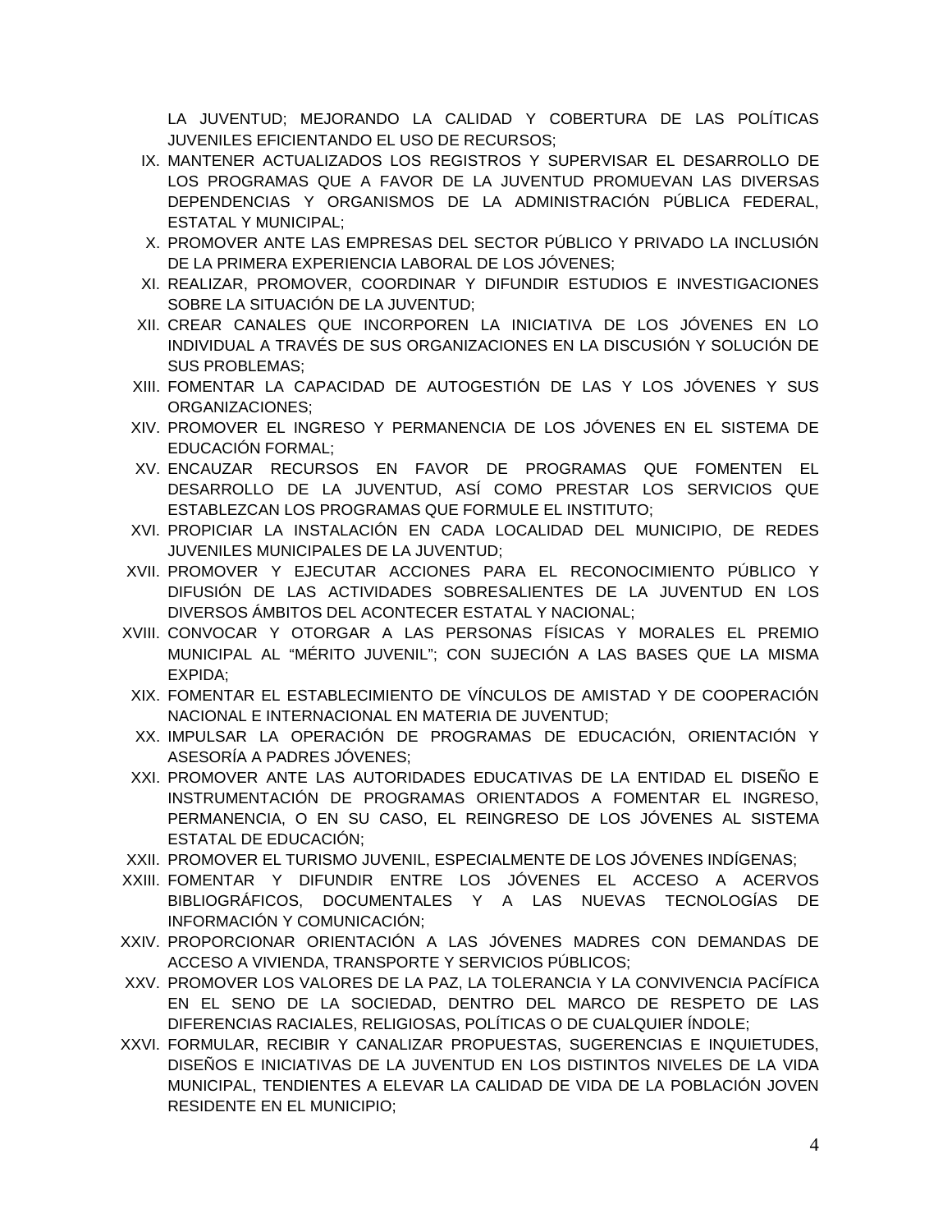LA JUVENTUD; MEJORANDO LA CALIDAD Y COBERTURA DE LAS POLÍTICAS JUVENILES EFICIENTANDO EL USO DE RECURSOS;

IX. MANTENER ACTUALIZADOS LOS REGISTROS Y SUPERVISAR EL DESARROLLO DE LOS PROGRAMAS QUE A FAVOR DE LA JUVENTUD PROMUEVAN LAS DIVERSAS DEPENDENCIAS Y ORGANISMOS DE LA ADMINISTRACIÓN PÚBLICA FEDERAL, ESTATAL Y MUNICIPAL;

X. PROMOVER ANTE LAS EMPRESAS DEL SECTOR PÚBLICO Y PRIVADO LA INCLUSIÓN DE LA PRIMERA EXPERIENCIA LABORAL DE LOS JÓVENES;

XI. REALIZAR, PROMOVER, COORDINAR Y DIFUNDIR ESTUDIOS E INVESTIGACIONES SOBRE LA SITUACIÓN DE LA JUVENTUD;

XII. CREAR CANALES QUE INCORPOREN LA INICIATIVA DE LOS JÓVENES EN LO INDIVIDUAL A TRAVÉS DE SUS ORGANIZACIONES EN LA DISCUSIÓN Y SOLUCIÓN DE SUS PROBLEMAS;

XIII. FOMENTAR LA CAPACIDAD DE AUTOGESTIÓN DE LAS Y LOS JÓVENES Y SUS ORGANIZACIONES;

XIV. PROMOVER EL INGRESO Y PERMANENCIA DE LOS JÓVENES EN EL SISTEMA DE EDUCACIÓN FORMAL;

XV. ENCAUZAR RECURSOS EN FAVOR DE PROGRAMAS QUE FOMENTEN EL DESARROLLO DE LA JUVENTUD, ASÍ COMO PRESTAR LOS SERVICIOS QUE ESTABLEZCAN LOS PROGRAMAS QUE FORMULE EL INSTITUTO;

XVI. PROPICIAR LA INSTALACIÓN EN CADA LOCALIDAD DEL MUNICIPIO, DE REDES JUVENILES MUNICIPALES DE LA JUVENTUD;

XVII. PROMOVER Y EJECUTAR ACCIONES PARA EL RECONOCIMIENTO PÚBLICO Y DIFUSIÓN DE LAS ACTIVIDADES SOBRESALIENTES DE LA JUVENTUD EN LOS DIVERSOS ÁMBITOS DEL ACONTECER ESTATAL Y NACIONAL;

XVIII. CONVOCAR Y OTORGAR A LAS PERSONAS FÍSICAS Y MORALES EL PREMIO MUNICIPAL AL "MÉRITO JUVENIL"; CON SUJECIÓN A LAS BASES QUE LA MISMA EXPIDA;

XIX. FOMENTAR EL ESTABLECIMIENTO DE VÍNCULOS DE AMISTAD Y DE COOPERACIÓN NACIONAL E INTERNACIONAL EN MATERIA DE JUVENTUD;

XX. IMPULSAR LA OPERACIÓN DE PROGRAMAS DE EDUCACIÓN, ORIENTACIÓN Y ASESORÍA A PADRES JÓVENES;

XXI. PROMOVER ANTE LAS AUTORIDADES EDUCATIVAS DE LA ENTIDAD EL DISEÑO E INSTRUMENTACIÓN DE PROGRAMAS ORIENTADOS A FOMENTAR EL INGRESO, PERMANENCIA, O EN SU CASO, EL REINGRESO DE LOS JÓVENES AL SISTEMA ESTATAL DE EDUCACIÓN;

XXII. PROMOVER EL TURISMO JUVENIL, ESPECIALMENTE DE LOS JÓVENES INDÍGENAS;

XXIII. FOMENTAR Y DIFUNDIR ENTRE LOS JÓVENES EL ACCESO A ACERVOS BIBLIOGRÁFICOS, DOCUMENTALES Y A LAS NUEVAS TECNOLOGÍAS DE INFORMACIÓN Y COMUNICACIÓN;

XXIV. PROPORCIONAR ORIENTACIÓN A LAS JÓVENES MADRES CON DEMANDAS DE ACCESO A VIVIENDA, TRANSPORTE Y SERVICIOS PÚBLICOS;

XXV. PROMOVER LOS VALORES DE LA PAZ, LA TOLERANCIA Y LA CONVIVENCIA PACÍFICA EN EL SENO DE LA SOCIEDAD, DENTRO DEL MARCO DE RESPETO DE LAS DIFERENCIAS RACIALES, RELIGIOSAS, POLÍTICAS O DE CUALQUIER ÍNDOLE;

XXVI. FORMULAR, RECIBIR Y CANALIZAR PROPUESTAS, SUGERENCIAS E INQUIETUDES, DISEÑOS E INICIATIVAS DE LA JUVENTUD EN LOS DISTINTOS NIVELES DE LA VIDA MUNICIPAL, TENDIENTES A ELEVAR LA CALIDAD DE VIDA DE LA POBLACIÓN JOVEN RESIDENTE EN EL MUNICIPIO;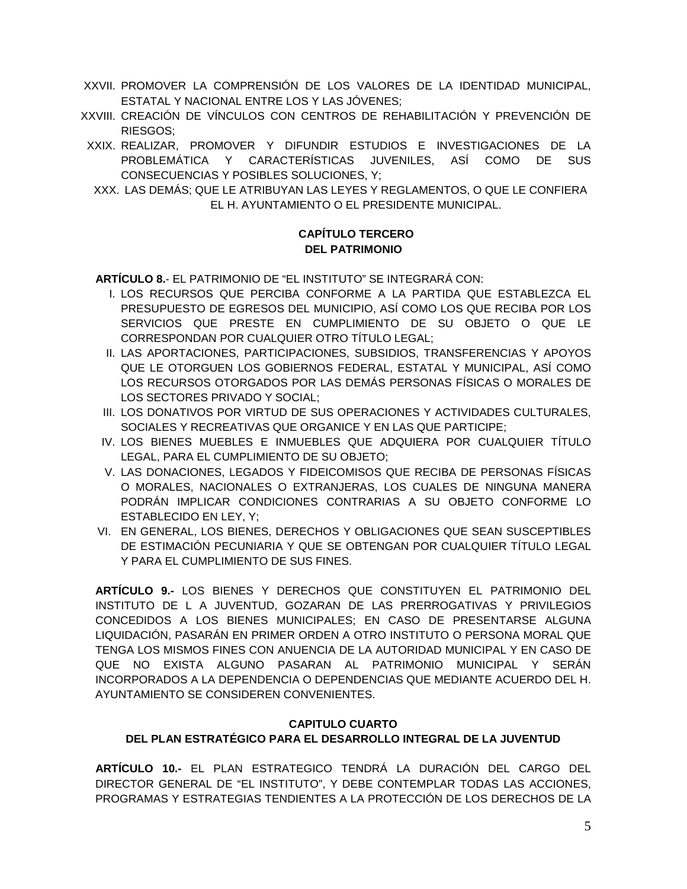XXVII. PROMOVER LA COMPRENSIÓN DE LOS VALORES DE LA IDENTIDAD MUNICIPAL, ESTATAL Y NACIONAL ENTRE LOS Y LAS JÓVENES;

XXVIII. CREACIÓN DE VÍNCULOS CON CENTROS DE REHABILITACIÓN Y PREVENCIÓN DE RIESGOS;

XXIX. REALIZAR, PROMOVER Y DIFUNDIR ESTUDIOS E INVESTIGACIONES DE LA PROBLEMÁTICA Y CARACTERÍSTICAS JUVENILES, ASÍ COMO DE SUS CONSECUENCIAS Y POSIBLES SOLUCIONES, Y;

XXX. LAS DEMÁS; QUE LE ATRIBUYAN LAS LEYES Y REGLAMENTOS, O QUE LE CONFIERA EL H. AYUNTAMIENTO O EL PRESIDENTE MUNICIPAL.

## CAPÍTULO TERCERO
## DEL PATRIMONIO

**ARTÍCULO 8.**- EL PATRIMONIO DE "EL INSTITUTO" SE INTEGRARÁ CON:

I. LOS RECURSOS QUE PERCIBA CONFORME A LA PARTIDA QUE ESTABLEZCA EL PRESUPUESTO DE EGRESOS DEL MUNICIPIO, ASÍ COMO LOS QUE RECIBA POR LOS SERVICIOS QUE PRESTE EN CUMPLIMIENTO DE SU OBJETO O QUE LE CORRESPONDAN POR CUALQUIER OTRO TÍTULO LEGAL;

II. LAS APORTACIONES, PARTICIPACIONES, SUBSIDIOS, TRANSFERENCIAS Y APOYOS QUE LE OTORGUEN LOS GOBIERNOS FEDERAL, ESTATAL Y MUNICIPAL, ASÍ COMO LOS RECURSOS OTORGADOS POR LAS DEMÁS PERSONAS FÍSICAS O MORALES DE LOS SECTORES PRIVADO Y SOCIAL;

III. LOS DONATIVOS POR VIRTUD DE SUS OPERACIONES Y ACTIVIDADES CULTURALES, SOCIALES Y RECREATIVAS QUE ORGANICE Y EN LAS QUE PARTICIPE;

IV. LOS BIENES MUEBLES E INMUEBLES QUE ADQUIERA POR CUALQUIER TÍTULO LEGAL, PARA EL CUMPLIMIENTO DE SU OBJETO;

V. LAS DONACIONES, LEGADOS Y FIDEICOMISOS QUE RECIBA DE PERSONAS FÍSICAS O MORALES, NACIONALES O EXTRANJERAS, LOS CUALES DE NINGUNA MANERA PODRÁN IMPLICAR CONDICIONES CONTRARIAS A SU OBJETO CONFORME LO ESTABLECIDO EN LEY, Y;

VI. EN GENERAL, LOS BIENES, DERECHOS Y OBLIGACIONES QUE SEAN SUSCEPTIBLES DE ESTIMACIÓN PECUNIARIA Y QUE SE OBTENGAN POR CUALQUIER TÍTULO LEGAL Y PARA EL CUMPLIMIENTO DE SUS FINES.

**ARTÍCULO 9.-** LOS BIENES Y DERECHOS QUE CONSTITUYEN EL PATRIMONIO DEL INSTITUTO DE L A JUVENTUD, GOZARAN DE LAS PRERROGATIVAS Y PRIVILEGIOS CONCEDIDOS A LOS BIENES MUNICIPALES; EN CASO DE PRESENTARSE ALGUNA LIQUIDACIÓN, PASARÁN EN PRIMER ORDEN A OTRO INSTITUTO O PERSONA MORAL QUE TENGA LOS MISMOS FINES CON ANUENCIA DE LA AUTORIDAD MUNICIPAL Y EN CASO DE QUE NO EXISTA ALGUNO PASARAN AL PATRIMONIO MUNICIPAL Y SERÁN INCORPORADOS A LA DEPENDENCIA O DEPENDENCIAS QUE MEDIANTE ACUERDO DEL H. AYUNTAMIENTO SE CONSIDEREN CONVENIENTES.

## CAPITULO CUARTO
## DEL PLAN ESTRATÉGICO PARA EL DESARROLLO INTEGRAL DE LA JUVENTUD

**ARTÍCULO 10.-** EL PLAN ESTRATEGICO TENDRÁ LA DURACIÓN DEL CARGO DEL DIRECTOR GENERAL DE "EL INSTITUTO", Y DEBE CONTEMPLAR TODAS LAS ACCIONES, PROGRAMAS Y ESTRATEGIAS TENDIENTES A LA PROTECCIÓN DE LOS DERECHOS DE LA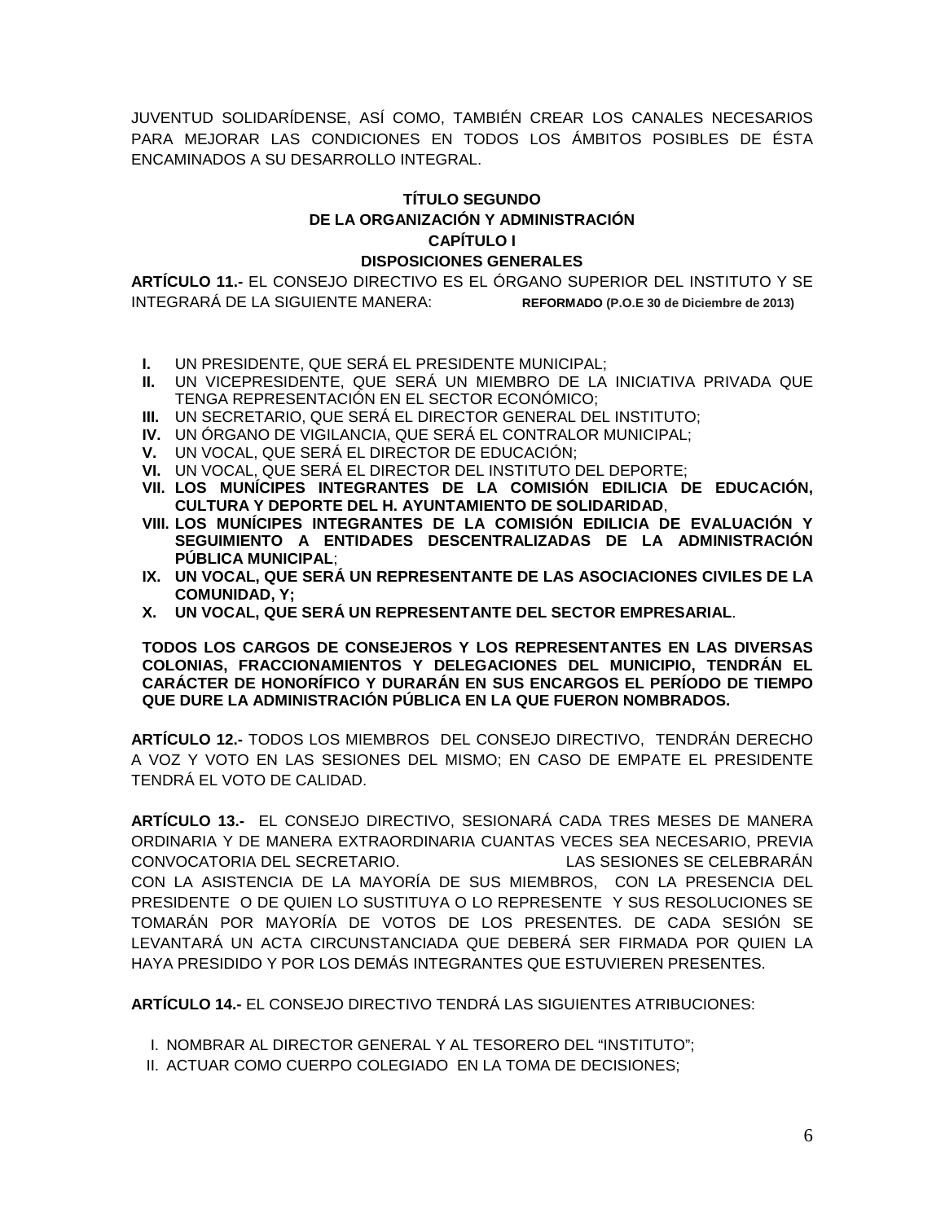JUVENTUD SOLIDARÍDENSE, ASÍ COMO, TAMBIÉN CREAR LOS CANALES NECESARIOS PARA MEJORAR LAS CONDICIONES EN TODOS LOS ÁMBITOS POSIBLES DE ÉSTA ENCAMINADOS A SU DESARROLLO INTEGRAL.

## TÍTULO SEGUNDO
## DE LA ORGANIZACIÓN Y ADMINISTRACIÓN
### CAPÍTULO I
### DISPOSICIONES GENERALES

**ARTÍCULO 11.-** EL CONSEJO DIRECTIVO ES EL ÓRGANO SUPERIOR DEL INSTITUTO Y SE INTEGRARÁ DE LA SIGUIENTE MANERA: **REFORMADO (P.O.E 30 de Diciembre de 2013)**

- **I.** UN PRESIDENTE, QUE SERÁ EL PRESIDENTE MUNICIPAL;
- **II.** UN VICEPRESIDENTE, QUE SERÁ UN MIEMBRO DE LA INICIATIVA PRIVADA QUE TENGA REPRESENTACIÓN EN EL SECTOR ECONÓMICO;
- **III.** UN SECRETARIO, QUE SERÁ EL DIRECTOR GENERAL DEL INSTITUTO;
- **IV.** UN ÓRGANO DE VIGILANCIA, QUE SERÁ EL CONTRALOR MUNICIPAL;
- **V.** UN VOCAL, QUE SERÁ EL DIRECTOR DE EDUCACIÓN;
- **VI.** UN VOCAL, QUE SERÁ EL DIRECTOR DEL INSTITUTO DEL DEPORTE;
- **VII. LOS MUNÍCIPES INTEGRANTES DE LA COMISIÓN EDILICIA DE EDUCACIÓN, CULTURA Y DEPORTE DEL H. AYUNTAMIENTO DE SOLIDARIDAD**,
- **VIII. LOS MUNÍCIPES INTEGRANTES DE LA COMISIÓN EDILICIA DE EVALUACIÓN Y SEGUIMIENTO A ENTIDADES DESCENTRALIZADAS DE LA ADMINISTRACIÓN PÚBLICA MUNICIPAL**;
- **IX. UN VOCAL, QUE SERÁ UN REPRESENTANTE DE LAS ASOCIACIONES CIVILES DE LA COMUNIDAD, Y;**
- **X. UN VOCAL, QUE SERÁ UN REPRESENTANTE DEL SECTOR EMPRESARIAL**.

**TODOS LOS CARGOS DE CONSEJEROS Y LOS REPRESENTANTES EN LAS DIVERSAS COLONIAS, FRACCIONAMIENTOS Y DELEGACIONES DEL MUNICIPIO, TENDRÁN EL CARÁCTER DE HONORÍFICO Y DURARÁN EN SUS ENCARGOS EL PERÍODO DE TIEMPO QUE DURE LA ADMINISTRACIÓN PÚBLICA EN LA QUE FUERON NOMBRADOS.**

**ARTÍCULO 12.-** TODOS LOS MIEMBROS DEL CONSEJO DIRECTIVO, TENDRÁN DERECHO A VOZ Y VOTO EN LAS SESIONES DEL MISMO; EN CASO DE EMPATE EL PRESIDENTE TENDRÁ EL VOTO DE CALIDAD.

**ARTÍCULO 13.-** EL CONSEJO DIRECTIVO, SESIONARÁ CADA TRES MESES DE MANERA ORDINARIA Y DE MANERA EXTRAORDINARIA CUANTAS VECES SEA NECESARIO, PREVIA CONVOCATORIA DEL SECRETARIO. LAS SESIONES SE CELEBRARÁN CON LA ASISTENCIA DE LA MAYORÍA DE SUS MIEMBROS, CON LA PRESENCIA DEL PRESIDENTE O DE QUIEN LO SUSTITUYA O LO REPRESENTE Y SUS RESOLUCIONES SE TOMARÁN POR MAYORÍA DE VOTOS DE LOS PRESENTES. DE CADA SESIÓN SE LEVANTARÁ UN ACTA CIRCUNSTANCIADA QUE DEBERÁ SER FIRMADA POR QUIEN LA HAYA PRESIDIDO Y POR LOS DEMÁS INTEGRANTES QUE ESTUVIEREN PRESENTES.

**ARTÍCULO 14.-** EL CONSEJO DIRECTIVO TENDRÁ LAS SIGUIENTES ATRIBUCIONES:

- I. NOMBRAR AL DIRECTOR GENERAL Y AL TESORERO DEL "INSTITUTO";
- II. ACTUAR COMO CUERPO COLEGIADO EN LA TOMA DE DECISIONES;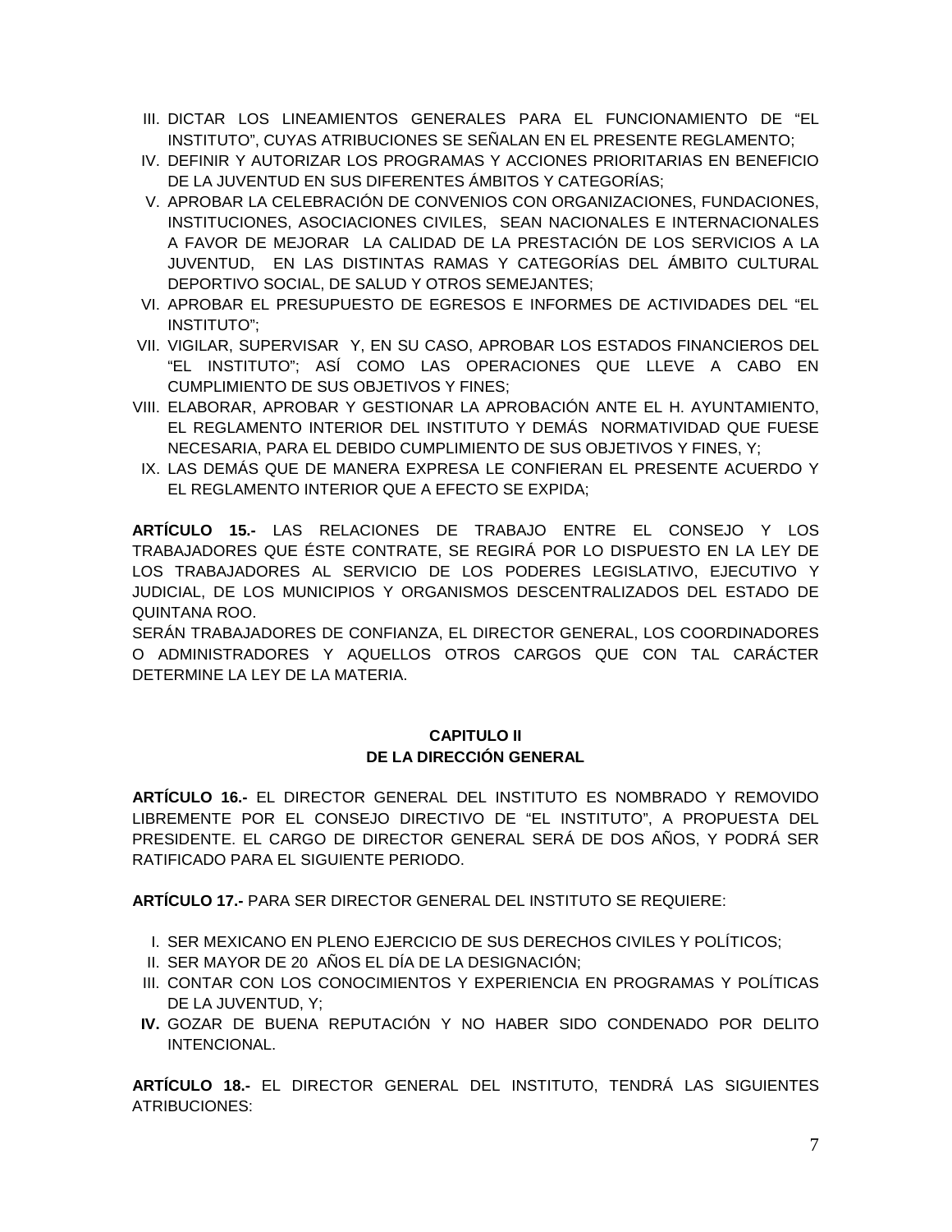III. DICTAR LOS LINEAMIENTOS GENERALES PARA EL FUNCIONAMIENTO DE “EL INSTITUTO”, CUYAS ATRIBUCIONES SE SEÑALAN EN EL PRESENTE REGLAMENTO;

IV. DEFINIR Y AUTORIZAR LOS PROGRAMAS Y ACCIONES PRIORITARIAS EN BENEFICIO DE LA JUVENTUD EN SUS DIFERENTES ÁMBITOS Y CATEGORÍAS;

V. APROBAR LA CELEBRACIÓN DE CONVENIOS CON ORGANIZACIONES, FUNDACIONES, INSTITUCIONES, ASOCIACIONES CIVILES, SEAN NACIONALES E INTERNACIONALES A FAVOR DE MEJORAR LA CALIDAD DE LA PRESTACIÓN DE LOS SERVICIOS A LA JUVENTUD, EN LAS DISTINTAS RAMAS Y CATEGORÍAS DEL ÁMBITO CULTURAL DEPORTIVO SOCIAL, DE SALUD Y OTROS SEMEJANTES;

VI. APROBAR EL PRESUPUESTO DE EGRESOS E INFORMES DE ACTIVIDADES DEL “EL INSTITUTO”;

VII. VIGILAR, SUPERVISAR Y, EN SU CASO, APROBAR LOS ESTADOS FINANCIEROS DEL “EL INSTITUTO”; ASÍ COMO LAS OPERACIONES QUE LLEVE A CABO EN CUMPLIMIENTO DE SUS OBJETIVOS Y FINES;

VIII. ELABORAR, APROBAR Y GESTIONAR LA APROBACIÓN ANTE EL H. AYUNTAMIENTO, EL REGLAMENTO INTERIOR DEL INSTITUTO Y DEMÁS NORMATIVIDAD QUE FUESE NECESARIA, PARA EL DEBIDO CUMPLIMIENTO DE SUS OBJETIVOS Y FINES, Y;

IX. LAS DEMÁS QUE DE MANERA EXPRESA LE CONFIERAN EL PRESENTE ACUERDO Y EL REGLAMENTO INTERIOR QUE A EFECTO SE EXPIDA;

**ARTÍCULO 15.-** LAS RELACIONES DE TRABAJO ENTRE EL CONSEJO Y LOS TRABAJADORES QUE ÉSTE CONTRATE, SE REGIRÁ POR LO DISPUESTO EN LA LEY DE LOS TRABAJADORES AL SERVICIO DE LOS PODERES LEGISLATIVO, EJECUTIVO Y JUDICIAL, DE LOS MUNICIPIOS Y ORGANISMOS DESCENTRALIZADOS DEL ESTADO DE QUINTANA ROO.
SERÁN TRABAJADORES DE CONFIANZA, EL DIRECTOR GENERAL, LOS COORDINADORES O ADMINISTRADORES Y AQUELLOS OTROS CARGOS QUE CON TAL CARÁCTER DETERMINE LA LEY DE LA MATERIA.

## CAPITULO II
## DE LA DIRECCIÓN GENERAL

**ARTÍCULO 16.-** EL DIRECTOR GENERAL DEL INSTITUTO ES NOMBRADO Y REMOVIDO LIBREMENTE POR EL CONSEJO DIRECTIVO DE “EL INSTITUTO”, A PROPUESTA DEL PRESIDENTE. EL CARGO DE DIRECTOR GENERAL SERÁ DE DOS AÑOS, Y PODRÁ SER RATIFICADO PARA EL SIGUIENTE PERIODO.

**ARTÍCULO 17.-** PARA SER DIRECTOR GENERAL DEL INSTITUTO SE REQUIERE:

I. SER MEXICANO EN PLENO EJERCICIO DE SUS DERECHOS CIVILES Y POLÍTICOS;

II. SER MAYOR DE 20 AÑOS EL DÍA DE LA DESIGNACIÓN;

III. CONTAR CON LOS CONOCIMIENTOS Y EXPERIENCIA EN PROGRAMAS Y POLÍTICAS DE LA JUVENTUD, Y;

**IV.** GOZAR DE BUENA REPUTACIÓN Y NO HABER SIDO CONDENADO POR DELITO INTENCIONAL.

**ARTÍCULO 18.-** EL DIRECTOR GENERAL DEL INSTITUTO, TENDRÁ LAS SIGUIENTES ATRIBUCIONES: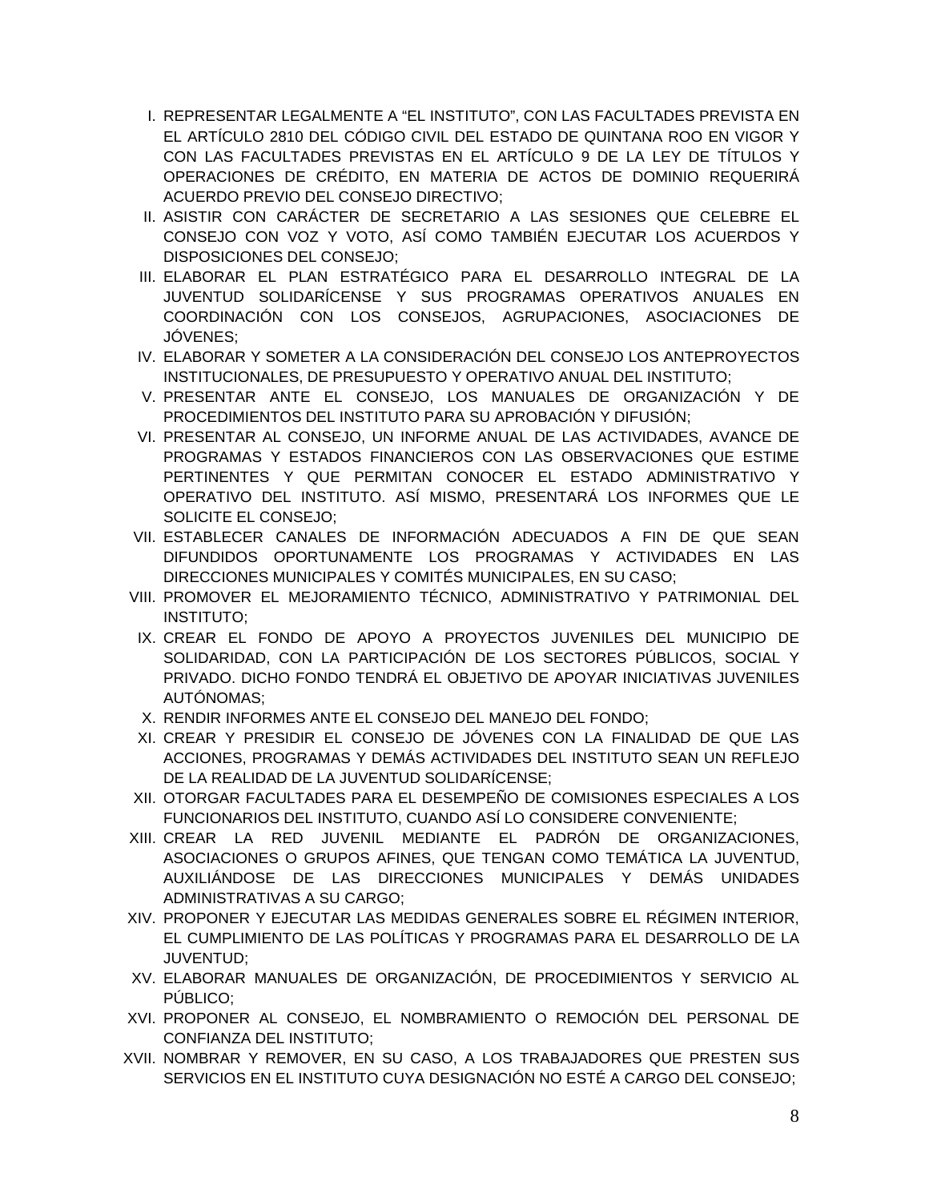I. REPRESENTAR LEGALMENTE A “EL INSTITUTO”, CON LAS FACULTADES PREVISTA EN EL ARTÍCULO 2810 DEL CÓDIGO CIVIL DEL ESTADO DE QUINTANA ROO EN VIGOR Y CON LAS FACULTADES PREVISTAS EN EL ARTÍCULO 9 DE LA LEY DE TÍTULOS Y OPERACIONES DE CRÉDITO, EN MATERIA DE ACTOS DE DOMINIO REQUERIRÁ ACUERDO PREVIO DEL CONSEJO DIRECTIVO;

II. ASISTIR CON CARÁCTER DE SECRETARIO A LAS SESIONES QUE CELEBRE EL CONSEJO CON VOZ Y VOTO, ASÍ COMO TAMBIÉN EJECUTAR LOS ACUERDOS Y DISPOSICIONES DEL CONSEJO;

III. ELABORAR EL PLAN ESTRATÉGICO PARA EL DESARROLLO INTEGRAL DE LA JUVENTUD SOLIDARÍCENSE Y SUS PROGRAMAS OPERATIVOS ANUALES EN COORDINACIÓN CON LOS CONSEJOS, AGRUPACIONES, ASOCIACIONES DE JÓVENES;

IV. ELABORAR Y SOMETER A LA CONSIDERACIÓN DEL CONSEJO LOS ANTEPROYECTOS INSTITUCIONALES, DE PRESUPUESTO Y OPERATIVO ANUAL DEL INSTITUTO;

V. PRESENTAR ANTE EL CONSEJO, LOS MANUALES DE ORGANIZACIÓN Y DE PROCEDIMIENTOS DEL INSTITUTO PARA SU APROBACIÓN Y DIFUSIÓN;

VI. PRESENTAR AL CONSEJO, UN INFORME ANUAL DE LAS ACTIVIDADES, AVANCE DE PROGRAMAS Y ESTADOS FINANCIEROS CON LAS OBSERVACIONES QUE ESTIME PERTINENTES Y QUE PERMITAN CONOCER EL ESTADO ADMINISTRATIVO Y OPERATIVO DEL INSTITUTO. ASÍ MISMO, PRESENTARÁ LOS INFORMES QUE LE SOLICITE EL CONSEJO;

VII. ESTABLECER CANALES DE INFORMACIÓN ADECUADOS A FIN DE QUE SEAN DIFUNDIDOS OPORTUNAMENTE LOS PROGRAMAS Y ACTIVIDADES EN LAS DIRECCIONES MUNICIPALES Y COMITÉS MUNICIPALES, EN SU CASO;

VIII. PROMOVER EL MEJORAMIENTO TÉCNICO, ADMINISTRATIVO Y PATRIMONIAL DEL INSTITUTO;

IX. CREAR EL FONDO DE APOYO A PROYECTOS JUVENILES DEL MUNICIPIO DE SOLIDARIDAD, CON LA PARTICIPACIÓN DE LOS SECTORES PÚBLICOS, SOCIAL Y PRIVADO. DICHO FONDO TENDRÁ EL OBJETIVO DE APOYAR INICIATIVAS JUVENILES AUTÓNOMAS;

X. RENDIR INFORMES ANTE EL CONSEJO DEL MANEJO DEL FONDO;

XI. CREAR Y PRESIDIR EL CONSEJO DE JÓVENES CON LA FINALIDAD DE QUE LAS ACCIONES, PROGRAMAS Y DEMÁS ACTIVIDADES DEL INSTITUTO SEAN UN REFLEJO DE LA REALIDAD DE LA JUVENTUD SOLIDARÍCENSE;

XII. OTORGAR FACULTADES PARA EL DESEMPEÑO DE COMISIONES ESPECIALES A LOS FUNCIONARIOS DEL INSTITUTO, CUANDO ASÍ LO CONSIDERE CONVENIENTE;

XIII. CREAR LA RED JUVENIL MEDIANTE EL PADRÓN DE ORGANIZACIONES, ASOCIACIONES O GRUPOS AFINES, QUE TENGAN COMO TEMÁTICA LA JUVENTUD, AUXILIÁNDOSE DE LAS DIRECCIONES MUNICIPALES Y DEMÁS UNIDADES ADMINISTRATIVAS A SU CARGO;

XIV. PROPONER Y EJECUTAR LAS MEDIDAS GENERALES SOBRE EL RÉGIMEN INTERIOR, EL CUMPLIMIENTO DE LAS POLÍTICAS Y PROGRAMAS PARA EL DESARROLLO DE LA JUVENTUD;

XV. ELABORAR MANUALES DE ORGANIZACIÓN, DE PROCEDIMIENTOS Y SERVICIO AL PÚBLICO;

XVI. PROPONER AL CONSEJO, EL NOMBRAMIENTO O REMOCIÓN DEL PERSONAL DE CONFIANZA DEL INSTITUTO;

XVII. NOMBRAR Y REMOVER, EN SU CASO, A LOS TRABAJADORES QUE PRESTEN SUS SERVICIOS EN EL INSTITUTO CUYA DESIGNACIÓN NO ESTÉ A CARGO DEL CONSEJO;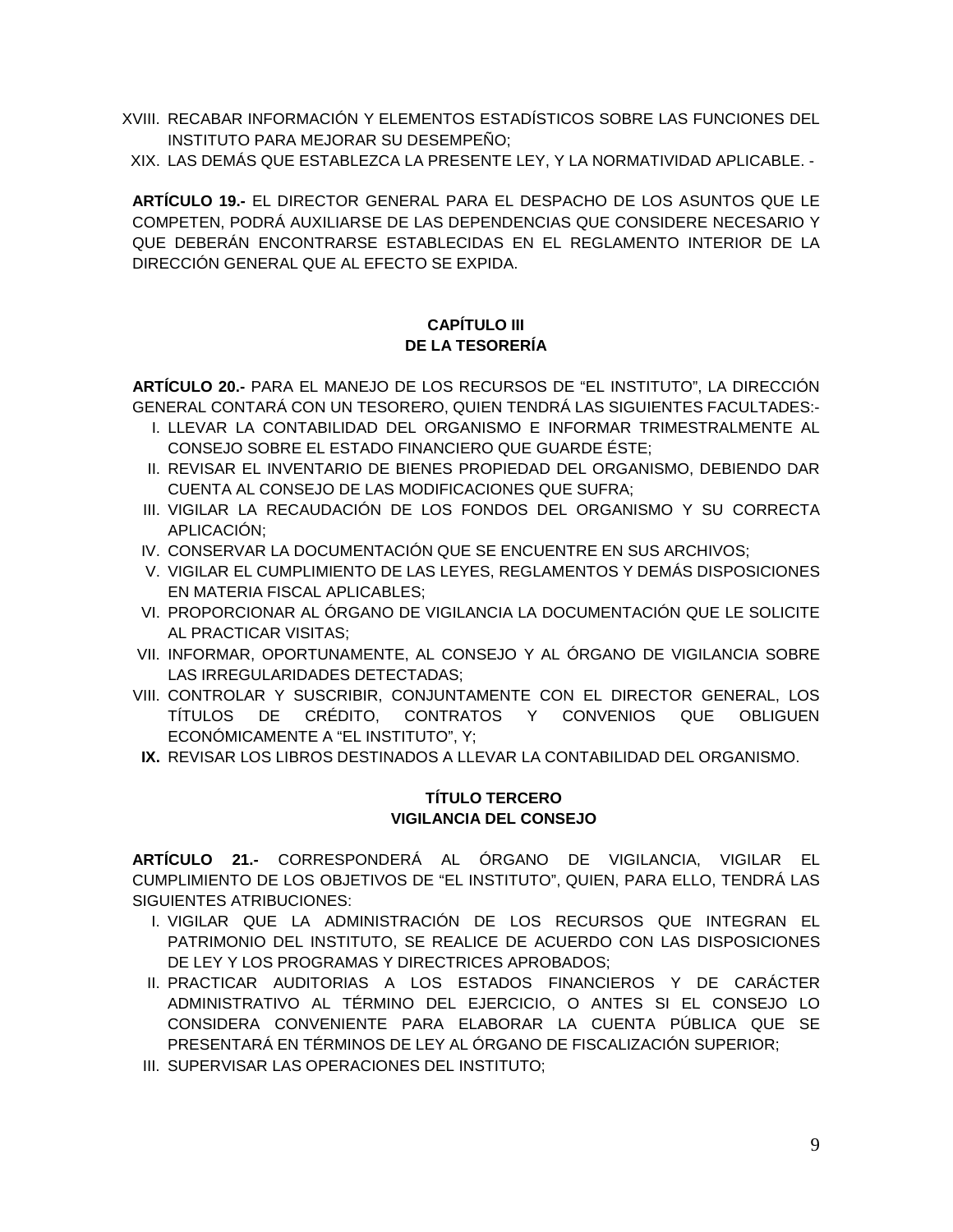XVIII. RECABAR INFORMACIÓN Y ELEMENTOS ESTADÍSTICOS SOBRE LAS FUNCIONES DEL INSTITUTO PARA MEJORAR SU DESEMPEÑO;

XIX. LAS DEMÁS QUE ESTABLEZCA LA PRESENTE LEY, Y LA NORMATIVIDAD APLICABLE. -

**ARTÍCULO 19.-** EL DIRECTOR GENERAL PARA EL DESPACHO DE LOS ASUNTOS QUE LE COMPETEN, PODRÁ AUXILIARSE DE LAS DEPENDENCIAS QUE CONSIDERE NECESARIO Y QUE DEBERÁN ENCONTRARSE ESTABLECIDAS EN EL REGLAMENTO INTERIOR DE LA DIRECCIÓN GENERAL QUE AL EFECTO SE EXPIDA.

## CAPÍTULO III
## DE LA TESORERÍA

**ARTÍCULO 20.-** PARA EL MANEJO DE LOS RECURSOS DE "EL INSTITUTO", LA DIRECCIÓN GENERAL CONTARÁ CON UN TESORERO, QUIEN TENDRÁ LAS SIGUIENTES FACULTADES:-

I. LLEVAR LA CONTABILIDAD DEL ORGANISMO E INFORMAR TRIMESTRALMENTE AL CONSEJO SOBRE EL ESTADO FINANCIERO QUE GUARDE ÉSTE;

II. REVISAR EL INVENTARIO DE BIENES PROPIEDAD DEL ORGANISMO, DEBIENDO DAR CUENTA AL CONSEJO DE LAS MODIFICACIONES QUE SUFRA;

III. VIGILAR LA RECAUDACIÓN DE LOS FONDOS DEL ORGANISMO Y SU CORRECTA APLICACIÓN;

IV. CONSERVAR LA DOCUMENTACIÓN QUE SE ENCUENTRE EN SUS ARCHIVOS;

V. VIGILAR EL CUMPLIMIENTO DE LAS LEYES, REGLAMENTOS Y DEMÁS DISPOSICIONES EN MATERIA FISCAL APLICABLES;

VI. PROPORCIONAR AL ÓRGANO DE VIGILANCIA LA DOCUMENTACIÓN QUE LE SOLICITE AL PRACTICAR VISITAS;

VII. INFORMAR, OPORTUNAMENTE, AL CONSEJO Y AL ÓRGANO DE VIGILANCIA SOBRE LAS IRREGULARIDADES DETECTADAS;

VIII. CONTROLAR Y SUSCRIBIR, CONJUNTAMENTE CON EL DIRECTOR GENERAL, LOS TÍTULOS DE CRÉDITO, CONTRATOS Y CONVENIOS QUE OBLIGUEN ECONÓMICAMENTE A "EL INSTITUTO", Y;

**IX.** REVISAR LOS LIBROS DESTINADOS A LLEVAR LA CONTABILIDAD DEL ORGANISMO.

## TÍTULO TERCERO
## VIGILANCIA DEL CONSEJO

**ARTÍCULO 21.-** CORRESPONDERÁ AL ÓRGANO DE VIGILANCIA, VIGILAR EL CUMPLIMIENTO DE LOS OBJETIVOS DE "EL INSTITUTO", QUIEN, PARA ELLO, TENDRÁ LAS SIGUIENTES ATRIBUCIONES:

I. VIGILAR QUE LA ADMINISTRACIÓN DE LOS RECURSOS QUE INTEGRAN EL PATRIMONIO DEL INSTITUTO, SE REALICE DE ACUERDO CON LAS DISPOSICIONES DE LEY Y LOS PROGRAMAS Y DIRECTRICES APROBADOS;

II. PRACTICAR AUDITORIAS A LOS ESTADOS FINANCIEROS Y DE CARÁCTER ADMINISTRATIVO AL TÉRMINO DEL EJERCICIO, O ANTES SI EL CONSEJO LO CONSIDERA CONVENIENTE PARA ELABORAR LA CUENTA PÚBLICA QUE SE PRESENTARÁ EN TÉRMINOS DE LEY AL ÓRGANO DE FISCALIZACIÓN SUPERIOR;

III. SUPERVISAR LAS OPERACIONES DEL INSTITUTO;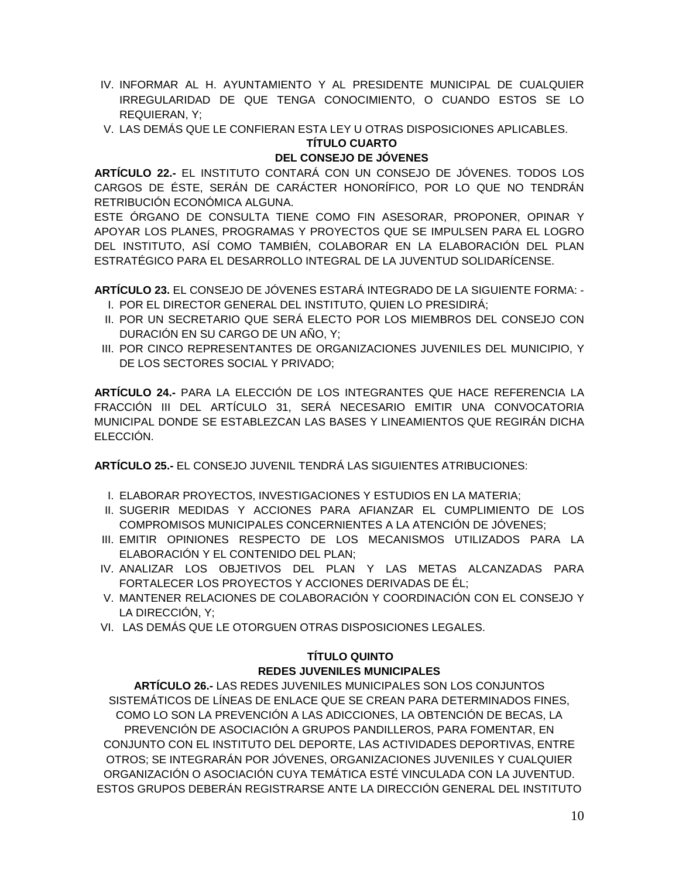IV. INFORMAR AL H. AYUNTAMIENTO Y AL PRESIDENTE MUNICIPAL DE CUALQUIER IRREGULARIDAD DE QUE TENGA CONOCIMIENTO, O CUANDO ESTOS SE LO REQUIERAN, Y;

V. LAS DEMÁS QUE LE CONFIERAN ESTA LEY U OTRAS DISPOSICIONES APLICABLES.

## TÍTULO CUARTO
## DEL CONSEJO DE JÓVENES

**ARTÍCULO 22.-** EL INSTITUTO CONTARÁ CON UN CONSEJO DE JÓVENES. TODOS LOS CARGOS DE ÉSTE, SERÁN DE CARÁCTER HONORÍFICO, POR LO QUE NO TENDRÁN RETRIBUCIÓN ECONÓMICA ALGUNA.

ESTE ÓRGANO DE CONSULTA TIENE COMO FIN ASESORAR, PROPONER, OPINAR Y APOYAR LOS PLANES, PROGRAMAS Y PROYECTOS QUE SE IMPULSEN PARA EL LOGRO DEL INSTITUTO, ASÍ COMO TAMBIÉN, COLABORAR EN LA ELABORACIÓN DEL PLAN ESTRATÉGICO PARA EL DESARROLLO INTEGRAL DE LA JUVENTUD SOLIDARÍCENSE.

**ARTÍCULO 23.** EL CONSEJO DE JÓVENES ESTARÁ INTEGRADO DE LA SIGUIENTE FORMA: -

I. POR EL DIRECTOR GENERAL DEL INSTITUTO, QUIEN LO PRESIDIRÁ;

II. POR UN SECRETARIO QUE SERÁ ELECTO POR LOS MIEMBROS DEL CONSEJO CON DURACIÓN EN SU CARGO DE UN AÑO, Y;

III. POR CINCO REPRESENTANTES DE ORGANIZACIONES JUVENILES DEL MUNICIPIO, Y DE LOS SECTORES SOCIAL Y PRIVADO;

**ARTÍCULO 24.-** PARA LA ELECCIÓN DE LOS INTEGRANTES QUE HACE REFERENCIA LA FRACCIÓN III DEL ARTÍCULO 31, SERÁ NECESARIO EMITIR UNA CONVOCATORIA MUNICIPAL DONDE SE ESTABLEZCAN LAS BASES Y LINEAMIENTOS QUE REGIRÁN DICHA ELECCIÓN.

**ARTÍCULO 25.-** EL CONSEJO JUVENIL TENDRÁ LAS SIGUIENTES ATRIBUCIONES:

I. ELABORAR PROYECTOS, INVESTIGACIONES Y ESTUDIOS EN LA MATERIA;

II. SUGERIR MEDIDAS Y ACCIONES PARA AFIANZAR EL CUMPLIMIENTO DE LOS COMPROMISOS MUNICIPALES CONCERNIENTES A LA ATENCIÓN DE JÓVENES;

III. EMITIR OPINIONES RESPECTO DE LOS MECANISMOS UTILIZADOS PARA LA ELABORACIÓN Y EL CONTENIDO DEL PLAN;

IV. ANALIZAR LOS OBJETIVOS DEL PLAN Y LAS METAS ALCANZADAS PARA FORTALECER LOS PROYECTOS Y ACCIONES DERIVADAS DE ÉL;

V. MANTENER RELACIONES DE COLABORACIÓN Y COORDINACIÓN CON EL CONSEJO Y LA DIRECCIÓN, Y;

VI. LAS DEMÁS QUE LE OTORGUEN OTRAS DISPOSICIONES LEGALES.

## TÍTULO QUINTO
## REDES JUVENILES MUNICIPALES

**ARTÍCULO 26.-** LAS REDES JUVENILES MUNICIPALES SON LOS CONJUNTOS SISTEMÁTICOS DE LÍNEAS DE ENLACE QUE SE CREAN PARA DETERMINADOS FINES, COMO LO SON LA PREVENCIÓN A LAS ADICCIONES, LA OBTENCIÓN DE BECAS, LA PREVENCIÓN DE ASOCIACIÓN A GRUPOS PANDILLEROS, PARA FOMENTAR, EN CONJUNTO CON EL INSTITUTO DEL DEPORTE, LAS ACTIVIDADES DEPORTIVAS, ENTRE OTROS; SE INTEGRARÁN POR JÓVENES, ORGANIZACIONES JUVENILES Y CUALQUIER ORGANIZACIÓN O ASOCIACIÓN CUYA TEMÁTICA ESTÉ VINCULADA CON LA JUVENTUD. ESTOS GRUPOS DEBERÁN REGISTRARSE ANTE LA DIRECCIÓN GENERAL DEL INSTITUTO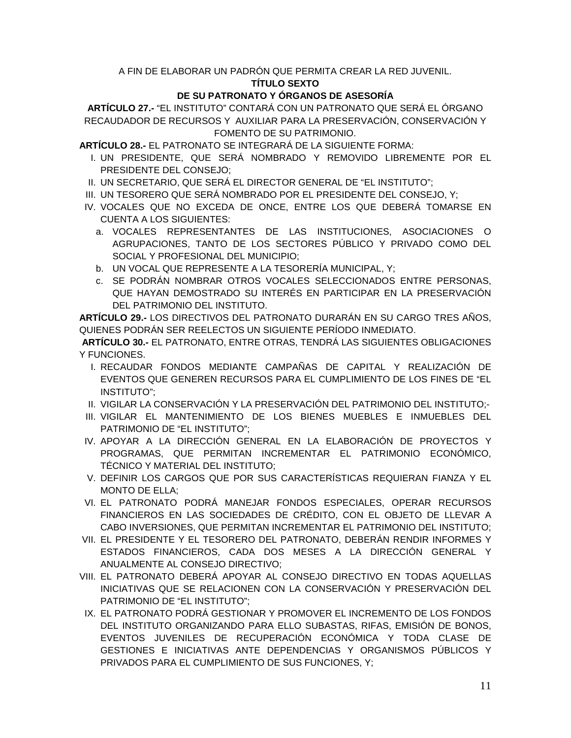A FIN DE ELABORAR UN PADRÓN QUE PERMITA CREAR LA RED JUVENIL.

## TÍTULO SEXTO

## DE SU PATRONATO Y ÓRGANOS DE ASESORÍA

**ARTÍCULO 27.-** "EL INSTITUTO" CONTARÁ CON UN PATRONATO QUE SERÁ EL ÓRGANO RECAUDADOR DE RECURSOS Y AUXILIAR PARA LA PRESERVACIÓN, CONSERVACIÓN Y FOMENTO DE SU PATRIMONIO.

**ARTÍCULO 28.-** EL PATRONATO SE INTEGRARÁ DE LA SIGUIENTE FORMA:

I. UN PRESIDENTE, QUE SERÁ NOMBRADO Y REMOVIDO LIBREMENTE POR EL PRESIDENTE DEL CONSEJO;
II. UN SECRETARIO, QUE SERÁ EL DIRECTOR GENERAL DE "EL INSTITUTO";
III. UN TESORERO QUE SERÁ NOMBRADO POR EL PRESIDENTE DEL CONSEJO, Y;
IV. VOCALES QUE NO EXCEDA DE ONCE, ENTRE LOS QUE DEBERÁ TOMARSE EN CUENTA A LOS SIGUIENTES:
   a. VOCALES REPRESENTANTES DE LAS INSTITUCIONES, ASOCIACIONES O AGRUPACIONES, TANTO DE LOS SECTORES PÚBLICO Y PRIVADO COMO DEL SOCIAL Y PROFESIONAL DEL MUNICIPIO;
   b. UN VOCAL QUE REPRESENTE A LA TESORERÍA MUNICIPAL, Y;
   c. SE PODRÁN NOMBRAR OTROS VOCALES SELECCIONADOS ENTRE PERSONAS, QUE HAYAN DEMOSTRADO SU INTERÉS EN PARTICIPAR EN LA PRESERVACIÓN DEL PATRIMONIO DEL INSTITUTO.

**ARTÍCULO 29.-** LOS DIRECTIVOS DEL PATRONATO DURARÁN EN SU CARGO TRES AÑOS, QUIENES PODRÁN SER REELECTOS UN SIGUIENTE PERÍODO INMEDIATO.

**ARTÍCULO 30.-** EL PATRONATO, ENTRE OTRAS, TENDRÁ LAS SIGUIENTES OBLIGACIONES Y FUNCIONES.

I. RECAUDAR FONDOS MEDIANTE CAMPAÑAS DE CAPITAL Y REALIZACIÓN DE EVENTOS QUE GENEREN RECURSOS PARA EL CUMPLIMIENTO DE LOS FINES DE "EL INSTITUTO";
II. VIGILAR LA CONSERVACIÓN Y LA PRESERVACIÓN DEL PATRIMONIO DEL INSTITUTO;-
III. VIGILAR EL MANTENIMIENTO DE LOS BIENES MUEBLES E INMUEBLES DEL PATRIMONIO DE "EL INSTITUTO";
IV. APOYAR A LA DIRECCIÓN GENERAL EN LA ELABORACIÓN DE PROYECTOS Y PROGRAMAS, QUE PERMITAN INCREMENTAR EL PATRIMONIO ECONÓMICO, TÉCNICO Y MATERIAL DEL INSTITUTO;
V. DEFINIR LOS CARGOS QUE POR SUS CARACTERÍSTICAS REQUIERAN FIANZA Y EL MONTO DE ELLA;
VI. EL PATRONATO PODRÁ MANEJAR FONDOS ESPECIALES, OPERAR RECURSOS FINANCIEROS EN LAS SOCIEDADES DE CRÉDITO, CON EL OBJETO DE LLEVAR A CABO INVERSIONES, QUE PERMITAN INCREMENTAR EL PATRIMONIO DEL INSTITUTO;
VII. EL PRESIDENTE Y EL TESORERO DEL PATRONATO, DEBERÁN RENDIR INFORMES Y ESTADOS FINANCIEROS, CADA DOS MESES A LA DIRECCIÓN GENERAL Y ANUALMENTE AL CONSEJO DIRECTIVO;
VIII. EL PATRONATO DEBERÁ APOYAR AL CONSEJO DIRECTIVO EN TODAS AQUELLAS INICIATIVAS QUE SE RELACIONEN CON LA CONSERVACIÓN Y PRESERVACIÓN DEL PATRIMONIO DE "EL INSTITUTO";
IX. EL PATRONATO PODRÁ GESTIONAR Y PROMOVER EL INCREMENTO DE LOS FONDOS DEL INSTITUTO ORGANIZANDO PARA ELLO SUBASTAS, RIFAS, EMISIÓN DE BONOS, EVENTOS JUVENILES DE RECUPERACIÓN ECONÓMICA Y TODA CLASE DE GESTIONES E INICIATIVAS ANTE DEPENDENCIAS Y ORGANISMOS PÚBLICOS Y PRIVADOS PARA EL CUMPLIMIENTO DE SUS FUNCIONES, Y;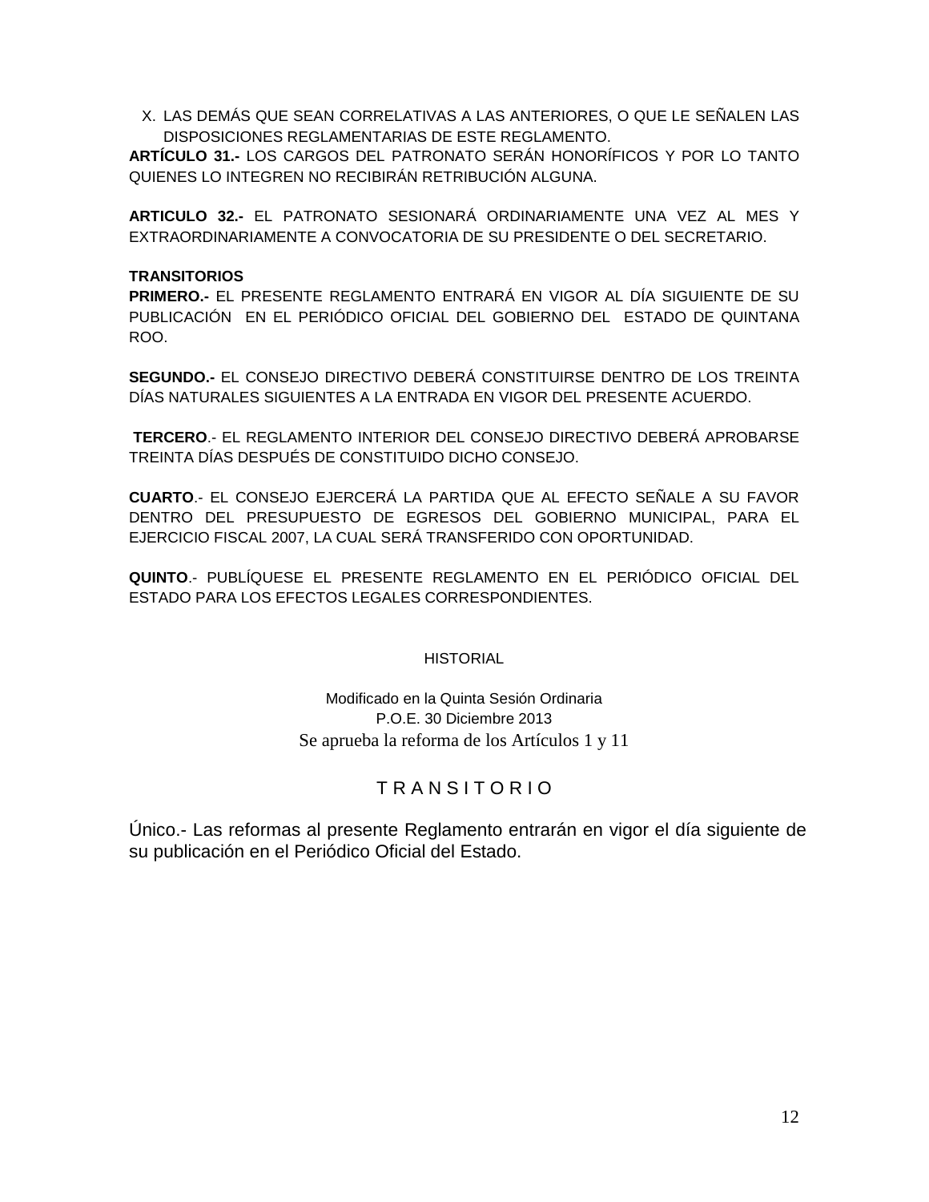X. LAS DEMÁS QUE SEAN CORRELATIVAS A LAS ANTERIORES, O QUE LE SEÑALEN LAS DISPOSICIONES REGLAMENTARIAS DE ESTE REGLAMENTO.

**ARTÍCULO 31.-** LOS CARGOS DEL PATRONATO SERÁN HONORÍFICOS Y POR LO TANTO QUIENES LO INTEGREN NO RECIBIRÁN RETRIBUCIÓN ALGUNA.

**ARTICULO 32.-** EL PATRONATO SESIONARÁ ORDINARIAMENTE UNA VEZ AL MES Y EXTRAORDINARIAMENTE A CONVOCATORIA DE SU PRESIDENTE O DEL SECRETARIO.

**TRANSITORIOS**

**PRIMERO.-** EL PRESENTE REGLAMENTO ENTRARÁ EN VIGOR AL DÍA SIGUIENTE DE SU PUBLICACIÓN EN EL PERIÓDICO OFICIAL DEL GOBIERNO DEL ESTADO DE QUINTANA ROO.

**SEGUNDO.-** EL CONSEJO DIRECTIVO DEBERÁ CONSTITUIRSE DENTRO DE LOS TREINTA DÍAS NATURALES SIGUIENTES A LA ENTRADA EN VIGOR DEL PRESENTE ACUERDO.

**TERCERO**.- EL REGLAMENTO INTERIOR DEL CONSEJO DIRECTIVO DEBERÁ APROBARSE TREINTA DÍAS DESPUÉS DE CONSTITUIDO DICHO CONSEJO.

**CUARTO**.- EL CONSEJO EJERCERÁ LA PARTIDA QUE AL EFECTO SEÑALE A SU FAVOR DENTRO DEL PRESUPUESTO DE EGRESOS DEL GOBIERNO MUNICIPAL, PARA EL EJERCICIO FISCAL 2007, LA CUAL SERÁ TRANSFERIDO CON OPORTUNIDAD.

**QUINTO**.- PUBLÍQUESE EL PRESENTE REGLAMENTO EN EL PERIÓDICO OFICIAL DEL ESTADO PARA LOS EFECTOS LEGALES CORRESPONDIENTES.

HISTORIAL

Modificado en la Quinta Sesión Ordinaria
P.O.E. 30 Diciembre 2013
Se aprueba la reforma de los Artículos 1 y 11

## T R A N S I T O R I O

Único.- Las reformas al presente Reglamento entrarán en vigor el día siguiente de su publicación en el Periódico Oficial del Estado.